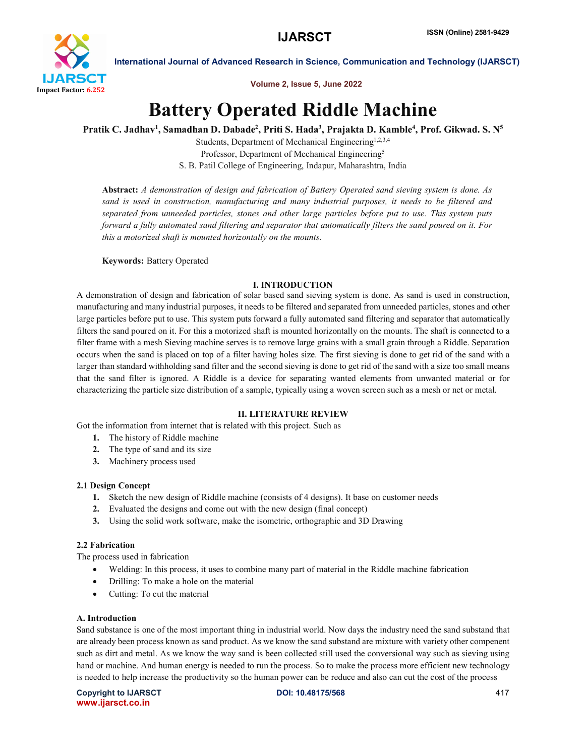# Battery Operated Riddle Machine

**Pratik C. Jadhav[1], Samadhan D. Dabade[2], Priti S. Hada[3], Prajakta D. Kamble[4], Prof. Gikwad. S. N[5]**

Students, Department of Mechanical Engineering[1,2,3,4]

Professor, Department of Mechanical Engineering[5]

S. B. Patil College of Engineering, Indapur, Maharashtra, India

**Abstract:** *A demonstration of design and fabrication of Battery Operated sand sieving system is done. As sand is used in construction, manufacturing and many industrial purposes, it needs to be filtered and separated from unneeded particles, stones and other large particles before put to use. This system puts forward a fully automated sand filtering and separator that automatically filters the sand poured on it. For this a motorized shaft is mounted horizontally on the mounts.*

**Keywords:** Battery Operated

## I. INTRODUCTION

A demonstration of design and fabrication of solar based sand sieving system is done. As sand is used in construction, manufacturing and many industrial purposes, it needs to be filtered and separated from unneeded particles, stones and other large particles before put to use. This system puts forward a fully automated sand filtering and separator that automatically filters the sand poured on it. For this a motorized shaft is mounted horizontally on the mounts. The shaft is connected to a filter frame with a mesh Sieving machine serves is to remove large grains with a small grain through a Riddle. Separation occurs when the sand is placed on top of a filter having holes size. The first sieving is done to get rid of the sand with a larger than standard withholding sand filter and the second sieving is done to get rid of the sand with a size too small means that the sand filter is ignored. A Riddle is a device for separating wanted elements from unwanted material or for characterizing the particle size distribution of a sample, typically using a woven screen such as a mesh or net or metal.

## II. LITERATURE REVIEW

Got the information from internet that is related with this project. Such as

1. The history of Riddle machine
2. The type of sand and its size
3. Machinery process used

### 2.1 Design Concept

1. Sketch the new design of Riddle machine (consists of 4 designs). It base on customer needs
2. Evaluated the designs and come out with the new design (final concept)
3. Using the solid work software, make the isometric, orthographic and 3D Drawing

### 2.2 Fabrication

The process used in fabrication

- Welding: In this process, it uses to combine many part of material in the Riddle machine fabrication
- Drilling: To make a hole on the material
- Cutting: To cut the material

### A. Introduction

Sand substance is one of the most important thing in industrial world. Now days the industry need the sand substand that are already been process known as sand product. As we know the sand substand are mixture with variety other compenent such as dirt and metal. As we know the way sand is been collected still used the conversional way such as sieving using hand or machine. And human energy is needed to run the process. So to make the process more efficient new technology is needed to help increase the productivity so the human power can be reduce and also can cut the cost of the process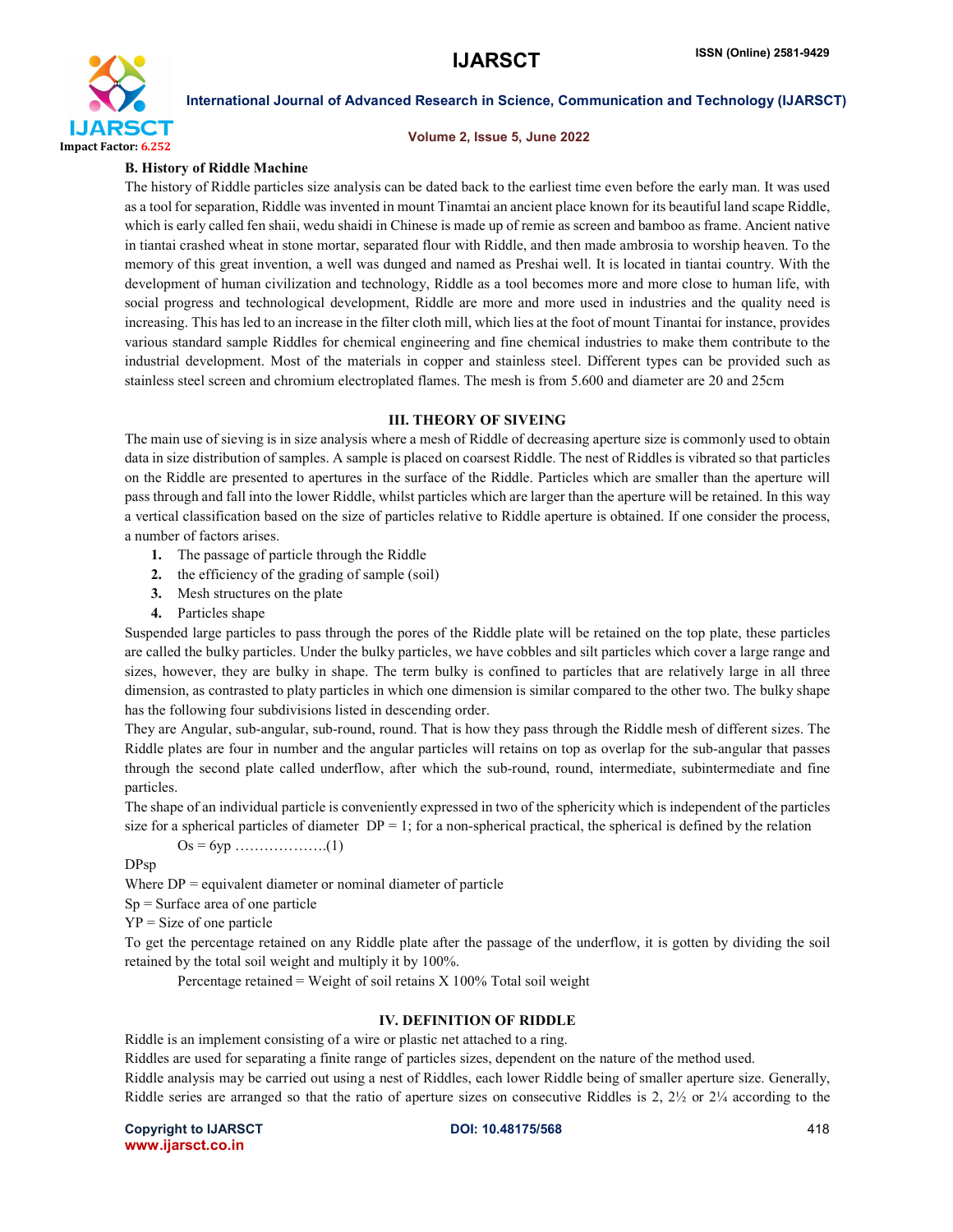### B. History of Riddle Machine

The history of Riddle particles size analysis can be dated back to the earliest time even before the early man. It was used as a tool for separation, Riddle was invented in mount Tinamtai an ancient place known for its beautiful land scape Riddle, which is early called fen shaii, wedu shaidi in Chinese is made up of remie as screen and bamboo as frame. Ancient native in tiantai crashed wheat in stone mortar, separated flour with Riddle, and then made ambrosia to worship heaven. To the memory of this great invention, a well was dunged and named as Preshai well. It is located in tiantai country. With the development of human civilization and technology, Riddle as a tool becomes more and more close to human life, with social progress and technological development, Riddle are more and more used in industries and the quality need is increasing. This has led to an increase in the filter cloth mill, which lies at the foot of mount Tinantai for instance, provides various standard sample Riddles for chemical engineering and fine chemical industries to make them contribute to the industrial development. Most of the materials in copper and stainless steel. Different types can be provided such as stainless steel screen and chromium electroplated flames. The mesh is from 5.600 and diameter are 20 and 25cm

## III. THEORY OF SIVEING

The main use of sieving is in size analysis where a mesh of Riddle of decreasing aperture size is commonly used to obtain data in size distribution of samples. A sample is placed on coarsest Riddle. The nest of Riddles is vibrated so that particles on the Riddle are presented to apertures in the surface of the Riddle. Particles which are smaller than the aperture will pass through and fall into the lower Riddle, whilst particles which are larger than the aperture will be retained. In this way a vertical classification based on the size of particles relative to Riddle aperture is obtained. If one consider the process, a number of factors arises.

1. The passage of particle through the Riddle
2. the efficiency of the grading of sample (soil)
3. Mesh structures on the plate
4. Particles shape

Suspended large particles to pass through the pores of the Riddle plate will be retained on the top plate, these particles are called the bulky particles. Under the bulky particles, we have cobbles and silt particles which cover a large range and sizes, however, they are bulky in shape. The term bulky is confined to particles that are relatively large in all three dimension, as contrasted to platy particles in which one dimension is similar compared to the other two. The bulky shape has the following four subdivisions listed in descending order.

They are Angular, sub-angular, sub-round, round. That is how they pass through the Riddle mesh of different sizes. The Riddle plates are four in number and the angular particles will retains on top as overlap for the sub-angular that passes through the second plate called underflow, after which the sub-round, round, intermediate, subintermediate and fine particles.

The shape of an individual particle is conveniently expressed in two of the sphericity which is independent of the particles size for a spherical particles of diameter DP = 1; for a non-spherical practical, the spherical is defined by the relation

Os = 6yp ……………….(1)

DPsp

Where DP = equivalent diameter or nominal diameter of particle

Sp = Surface area of one particle

YP = Size of one particle

To get the percentage retained on any Riddle plate after the passage of the underflow, it is gotten by dividing the soil retained by the total soil weight and multiply it by 100%.

Percentage retained = Weight of soil retains X 100% Total soil weight

## IV. DEFINITION OF RIDDLE

Riddle is an implement consisting of a wire or plastic net attached to a ring.

Riddles are used for separating a finite range of particles sizes, dependent on the nature of the method used.

Riddle analysis may be carried out using a nest of Riddles, each lower Riddle being of smaller aperture size. Generally, Riddle series are arranged so that the ratio of aperture sizes on consecutive Riddles is 2, 2½ or 2¼ according to the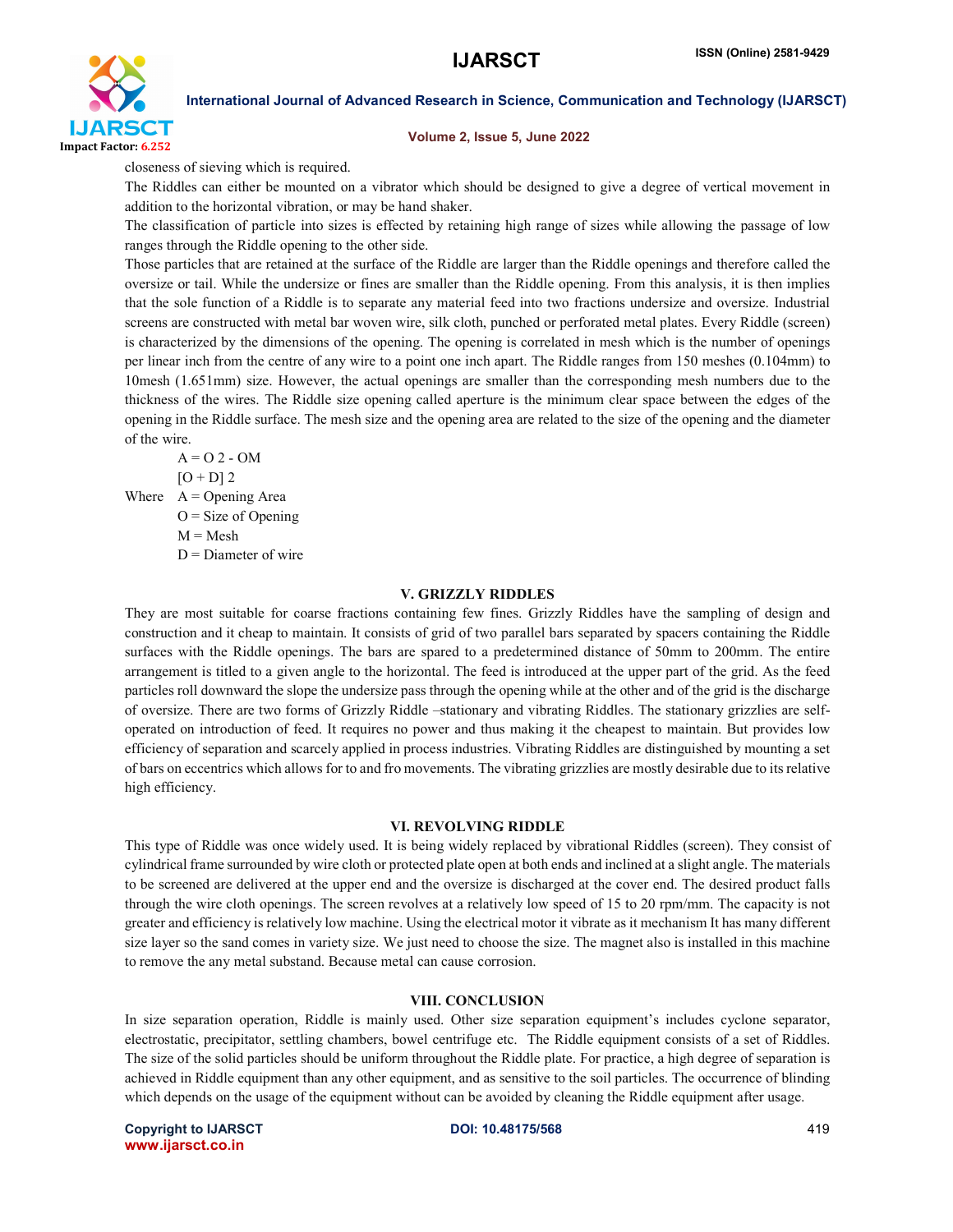closeness of sieving which is required.

The Riddles can either be mounted on a vibrator which should be designed to give a degree of vertical movement in addition to the horizontal vibration, or may be hand shaker.

The classification of particle into sizes is effected by retaining high range of sizes while allowing the passage of low ranges through the Riddle opening to the other side.

Those particles that are retained at the surface of the Riddle are larger than the Riddle openings and therefore called the oversize or tail. While the undersize or fines are smaller than the Riddle opening. From this analysis, it is then implies that the sole function of a Riddle is to separate any material feed into two fractions undersize and oversize. Industrial screens are constructed with metal bar woven wire, silk cloth, punched or perforated metal plates. Every Riddle (screen) is characterized by the dimensions of the opening. The opening is correlated in mesh which is the number of openings per linear inch from the centre of any wire to a point one inch apart. The Riddle ranges from 150 meshes (0.104mm) to 10mesh (1.651mm) size. However, the actual openings are smaller than the corresponding mesh numbers due to the thickness of the wires. The Riddle size opening called aperture is the minimum clear space between the edges of the opening in the Riddle surface. The mesh size and the opening area are related to the size of the opening and the diameter of the wire.

$$A = O\,2 - OM$$

$$[O + D]\,2$$

Where A = Opening Area

O = Size of Opening

M = Mesh

D = Diameter of wire

## V. GRIZZLY RIDDLES

They are most suitable for coarse fractions containing few fines. Grizzly Riddles have the sampling of design and construction and it cheap to maintain. It consists of grid of two parallel bars separated by spacers containing the Riddle surfaces with the Riddle openings. The bars are spared to a predetermined distance of 50mm to 200mm. The entire arrangement is titled to a given angle to the horizontal. The feed is introduced at the upper part of the grid. As the feed particles roll downward the slope the undersize pass through the opening while at the other and of the grid is the discharge of oversize. There are two forms of Grizzly Riddle –stationary and vibrating Riddles. The stationary grizzlies are self-operated on introduction of feed. It requires no power and thus making it the cheapest to maintain. But provides low efficiency of separation and scarcely applied in process industries. Vibrating Riddles are distinguished by mounting a set of bars on eccentrics which allows for to and fro movements. The vibrating grizzlies are mostly desirable due to its relative high efficiency.

## VI. REVOLVING RIDDLE

This type of Riddle was once widely used. It is being widely replaced by vibrational Riddles (screen). They consist of cylindrical frame surrounded by wire cloth or protected plate open at both ends and inclined at a slight angle. The materials to be screened are delivered at the upper end and the oversize is discharged at the cover end. The desired product falls through the wire cloth openings. The screen revolves at a relatively low speed of 15 to 20 rpm/mm. The capacity is not greater and efficiency is relatively low machine. Using the electrical motor it vibrate as it mechanism It has many different size layer so the sand comes in variety size. We just need to choose the size. The magnet also is installed in this machine to remove the any metal substand. Because metal can cause corrosion.

## VIII. CONCLUSION

In size separation operation, Riddle is mainly used. Other size separation equipment's includes cyclone separator, electrostatic, precipitator, settling chambers, bowel centrifuge etc. The Riddle equipment consists of a set of Riddles. The size of the solid particles should be uniform throughout the Riddle plate. For practice, a high degree of separation is achieved in Riddle equipment than any other equipment, and as sensitive to the soil particles. The occurrence of blinding which depends on the usage of the equipment without can be avoided by cleaning the Riddle equipment after usage.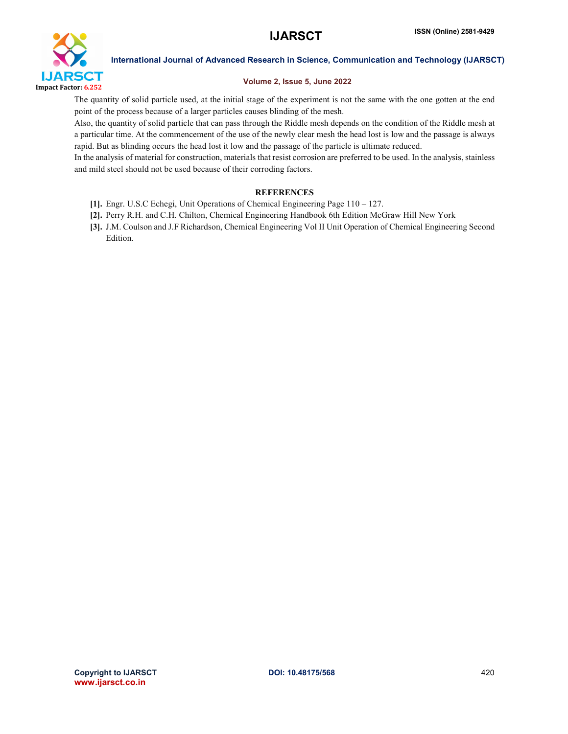The quantity of solid particle used, at the initial stage of the experiment is not the same with the one gotten at the end point of the process because of a larger particles causes blinding of the mesh.

Also, the quantity of solid particle that can pass through the Riddle mesh depends on the condition of the Riddle mesh at a particular time. At the commencement of the use of the newly clear mesh the head lost is low and the passage is always rapid. But as blinding occurs the head lost it low and the passage of the particle is ultimate reduced.

In the analysis of material for construction, materials that resist corrosion are preferred to be used. In the analysis, stainless and mild steel should not be used because of their corroding factors.

## REFERENCES

- **[1].** Engr. U.S.C Echegi, Unit Operations of Chemical Engineering Page 110 – 127.
- **[2].** Perry R.H. and C.H. Chilton, Chemical Engineering Handbook 6th Edition McGraw Hill New York
- **[3].** J.M. Coulson and J.F Richardson, Chemical Engineering Vol II Unit Operation of Chemical Engineering Second Edition.